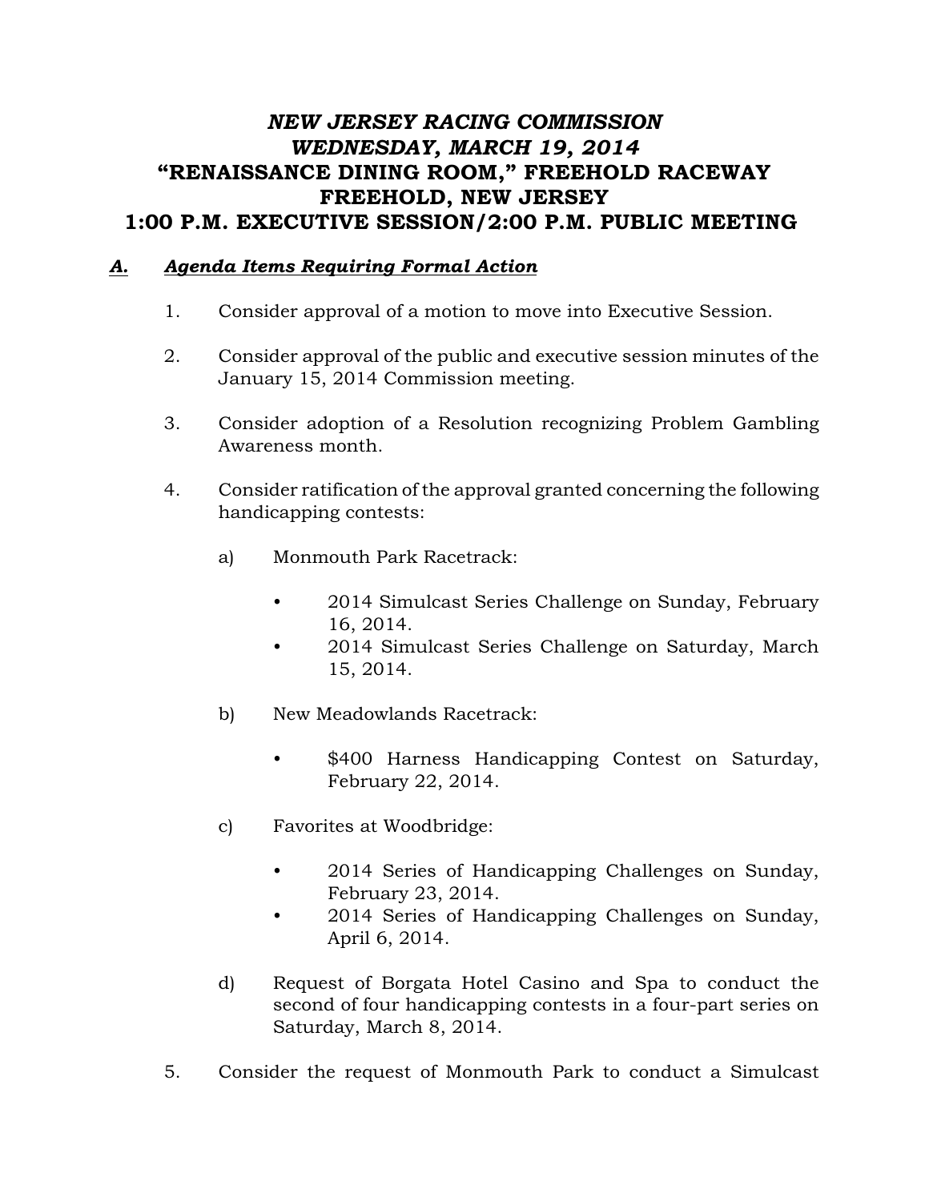# *NEW JERSEY RACING COMMISSION*
# *WEDNESDAY, MARCH 19, 2014*
# "RENAISSANCE DINING ROOM," FREEHOLD RACEWAY
# FREEHOLD, NEW JERSEY
# 1:00 P.M. EXECUTIVE SESSION/2:00 P.M. PUBLIC MEETING

## ***A.*** ***Agenda Items Requiring Formal Action***

1. Consider approval of a motion to move into Executive Session.

2. Consider approval of the public and executive session minutes of the January 15, 2014 Commission meeting.

3. Consider adoption of a Resolution recognizing Problem Gambling Awareness month.

4. Consider ratification of the approval granted concerning the following handicapping contests:

   a) Monmouth Park Racetrack:

      - 2014 Simulcast Series Challenge on Sunday, February 16, 2014.
      - 2014 Simulcast Series Challenge on Saturday, March 15, 2014.

   b) New Meadowlands Racetrack:

      - $400 Harness Handicapping Contest on Saturday, February 22, 2014.

   c) Favorites at Woodbridge:

      - 2014 Series of Handicapping Challenges on Sunday, February 23, 2014.
      - 2014 Series of Handicapping Challenges on Sunday, April 6, 2014.

   d) Request of Borgata Hotel Casino and Spa to conduct the second of four handicapping contests in a four-part series on Saturday, March 8, 2014.

5. Consider the request of Monmouth Park to conduct a Simulcast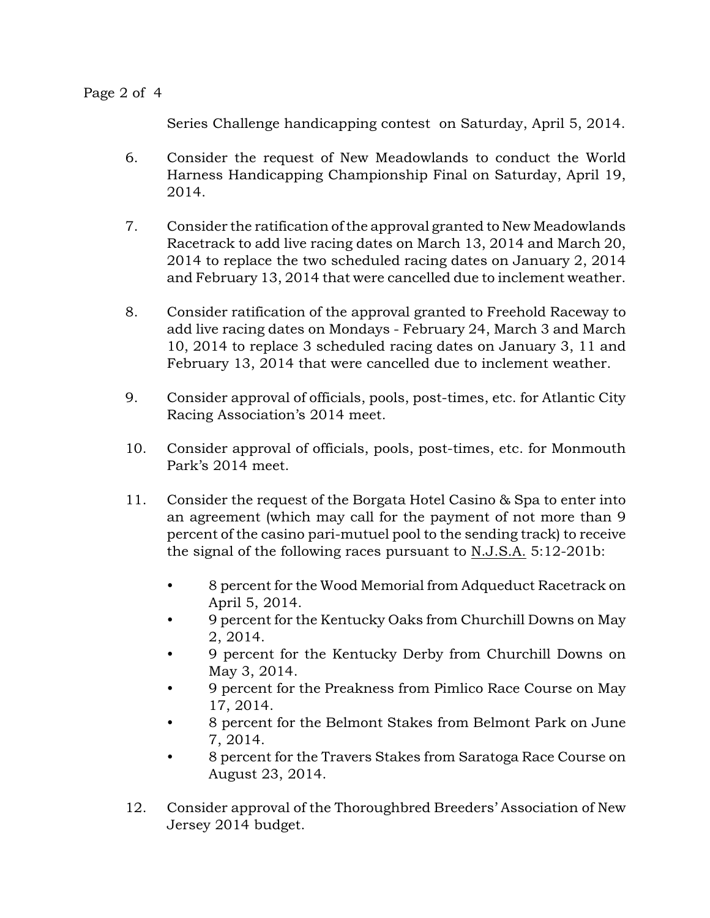Series Challenge handicapping contest on Saturday, April 5, 2014.

6. Consider the request of New Meadowlands to conduct the World Harness Handicapping Championship Final on Saturday, April 19, 2014.

7. Consider the ratification of the approval granted to New Meadowlands Racetrack to add live racing dates on March 13, 2014 and March 20, 2014 to replace the two scheduled racing dates on January 2, 2014 and February 13, 2014 that were cancelled due to inclement weather.

8. Consider ratification of the approval granted to Freehold Raceway to add live racing dates on Mondays - February 24, March 3 and March 10, 2014 to replace 3 scheduled racing dates on January 3, 11 and February 13, 2014 that were cancelled due to inclement weather.

9. Consider approval of officials, pools, post-times, etc. for Atlantic City Racing Association's 2014 meet.

10. Consider approval of officials, pools, post-times, etc. for Monmouth Park's 2014 meet.

11. Consider the request of the Borgata Hotel Casino & Spa to enter into an agreement (which may call for the payment of not more than 9 percent of the casino pari-mutuel pool to the sending track) to receive the signal of the following races pursuant to N.J.S.A. 5:12-201b:

    - 8 percent for the Wood Memorial from Adqueduct Racetrack on April 5, 2014.
    - 9 percent for the Kentucky Oaks from Churchill Downs on May 2, 2014.
    - 9 percent for the Kentucky Derby from Churchill Downs on May 3, 2014.
    - 9 percent for the Preakness from Pimlico Race Course on May 17, 2014.
    - 8 percent for the Belmont Stakes from Belmont Park on June 7, 2014.
    - 8 percent for the Travers Stakes from Saratoga Race Course on August 23, 2014.

12. Consider approval of the Thoroughbred Breeders' Association of New Jersey 2014 budget.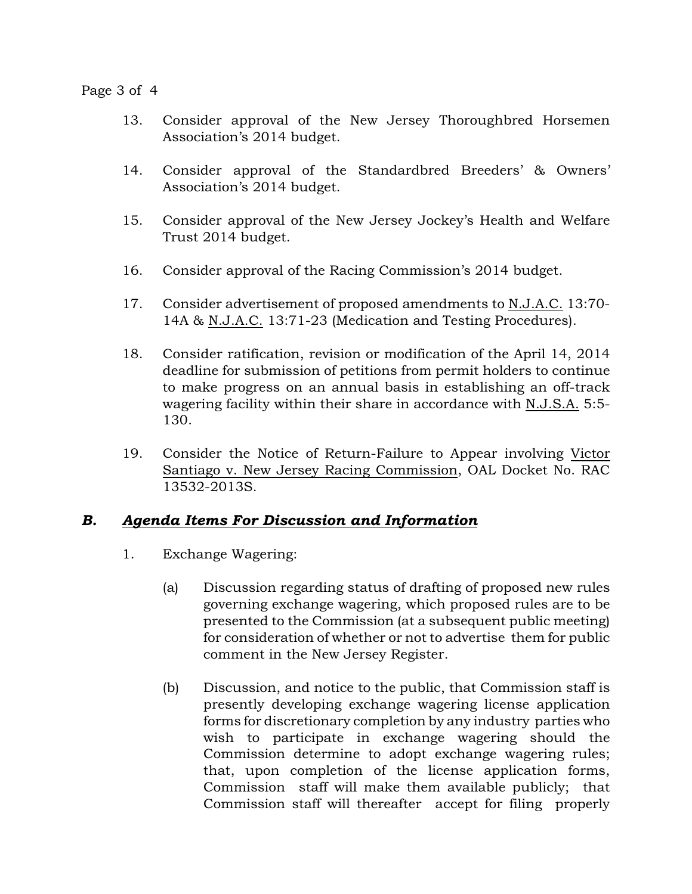13. Consider approval of the New Jersey Thoroughbred Horsemen Association's 2014 budget.

14. Consider approval of the Standardbred Breeders' & Owners' Association's 2014 budget.

15. Consider approval of the New Jersey Jockey's Health and Welfare Trust 2014 budget.

16. Consider approval of the Racing Commission's 2014 budget.

17. Consider advertisement of proposed amendments to N.J.A.C. 13:70-14A & N.J.A.C. 13:71-23 (Medication and Testing Procedures).

18. Consider ratification, revision or modification of the April 14, 2014 deadline for submission of petitions from permit holders to continue to make progress on an annual basis in establishing an off-track wagering facility within their share in accordance with N.J.S.A. 5:5-130.

19. Consider the Notice of Return-Failure to Appear involving Victor Santiago v. New Jersey Racing Commission, OAL Docket No. RAC 13532-2013S.

## *B. Agenda Items For Discussion and Information*

1. Exchange Wagering:

   (a) Discussion regarding status of drafting of proposed new rules governing exchange wagering, which proposed rules are to be presented to the Commission (at a subsequent public meeting) for consideration of whether or not to advertise them for public comment in the New Jersey Register.

   (b) Discussion, and notice to the public, that Commission staff is presently developing exchange wagering license application forms for discretionary completion by any industry parties who wish to participate in exchange wagering should the Commission determine to adopt exchange wagering rules; that, upon completion of the license application forms, Commission staff will make them available publicly; that Commission staff will thereafter accept for filing properly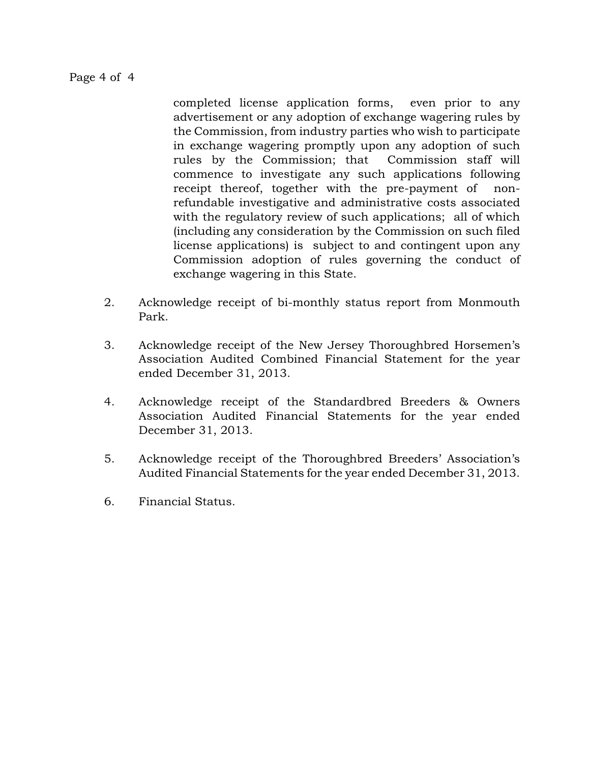completed license application forms, even prior to any advertisement or any adoption of exchange wagering rules by the Commission, from industry parties who wish to participate in exchange wagering promptly upon any adoption of such rules by the Commission; that Commission staff will commence to investigate any such applications following receipt thereof, together with the pre-payment of non-refundable investigative and administrative costs associated with the regulatory review of such applications; all of which (including any consideration by the Commission on such filed license applications) is subject to and contingent upon any Commission adoption of rules governing the conduct of exchange wagering in this State.

2. Acknowledge receipt of bi-monthly status report from Monmouth Park.

3. Acknowledge receipt of the New Jersey Thoroughbred Horsemen's Association Audited Combined Financial Statement for the year ended December 31, 2013.

4. Acknowledge receipt of the Standardbred Breeders & Owners Association Audited Financial Statements for the year ended December 31, 2013.

5. Acknowledge receipt of the Thoroughbred Breeders' Association's Audited Financial Statements for the year ended December 31, 2013.

6. Financial Status.